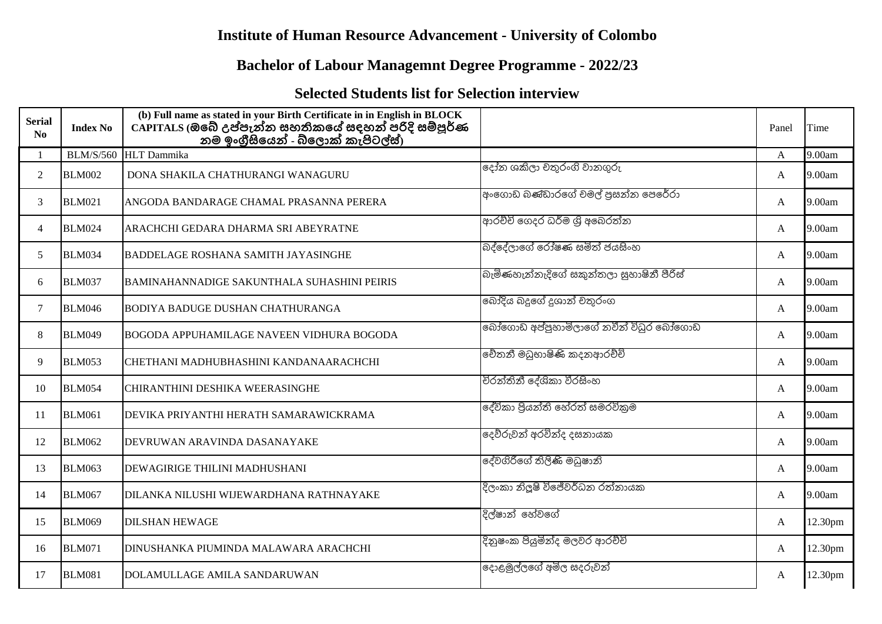## Institute of Human Resource Advancement - University of Colombo

## Bachelor of Labour Managemnt Degree Programme - 2022/23

## Selected Students list for Selection interview

| Serial No | Index No | (b) Full name as stated in your Birth Certificate in in English in BLOCK CAPITALS (ඔබේ උප්පැන්න සහතිකයේ සඳහන් පරිදි සම්පූර්ණ නම ඉංග්‍රීසියෙන් - බ්ලොක් කැපිටල්ස්) | | Panel | Time |
|---|---|---|---|---|---|
| 1 | BLM/S/560 | HLT Dammika | | A | 9.00am |
| 2 | BLM002 | DONA SHAKILA CHATHURANGI WANAGURU | දෝන ශකිලා චතුරංගි වානගුරු | A | 9.00am |
| 3 | BLM021 | ANGODA BANDARAGE CHAMAL PRASANNA PERERA | අංගොඩ බණ්ඩාරගේ චමල් ප්‍රසන්න පෙරේරා | A | 9.00am |
| 4 | BLM024 | ARACHCHI GEDARA DHARMA SRI ABEYRATNE | ආරච්චි ගෙදර ධර්ම ශ්‍රී අබේරත්න | A | 9.00am |
| 5 | BLM034 | BADDELAGE ROSHANA SAMITH JAYASINGHE | බද්දේලාගේ රෝෂණ සමිත් ජයසිංහ | A | 9.00am |
| 6 | BLM037 | BAMINAHANNADIGE SAKUNTHALA SUHASHINI PEIRIS | බැමිණහැන්නැදිගේ සකුන්තලා සුහාෂිනී පීරිස් | A | 9.00am |
| 7 | BLM046 | BODIYA BADUGE DUSHAN CHATHURANGA | බෝදිය බදුගේ දුශාන් චතුරංග | A | 9.00am |
| 8 | BLM049 | BOGODA APPUHAMILAGE NAVEEN VIDHURA BOGODA | බෝගොඩ අප්පුහාමිලාගේ නවීන් විධුර බෝගොඩ | A | 9.00am |
| 9 | BLM053 | CHETHANI MADHUBHASHINI KANDANAARACHCHI | චේතනී මධුභාෂිණි කදනආරච්චි | A | 9.00am |
| 10 | BLM054 | CHIRANTHINI DESHIKA WEERASINGHE | චිරන්තිනී දේශිකා වීරසිංහ | A | 9.00am |
| 11 | BLM061 | DEVIKA PRIYANTHI HERATH SAMARAWICKRAMA | දේවිකා ප්‍රියන්ති හේරත් සමරවික්‍රම | A | 9.00am |
| 12 | BLM062 | DEVRUWAN ARAVINDA DASANAYAKE | දෙව්රුවන් අරවින්ද දසනායක | A | 9.00am |
| 13 | BLM063 | DEWAGIRIGE THILINI MADHUSHANI | දේවගිරිගේ තිලිණි මධුෂානි | A | 9.00am |
| 14 | BLM067 | DILANKA NILUSHI WIJEWARDHANA RATHNAYAKE | දිලංකා නිලූෂි විජේවර්ධන රත්නායක | A | 9.00am |
| 15 | BLM069 | DILSHAN HEWAGE | දිල්ෂාන් හේවගේ | A | 12.30pm |
| 16 | BLM071 | DINUSHANKA PIUMINDA MALAWARA ARACHCHI | දිනුෂංක පියුමින්ද මලවර ආරච්චි | A | 12.30pm |
| 17 | BLM081 | DOLAMULLAGE AMILA SANDARUWAN | දොළමුල්ලගේ අමිල සදරුවන් | A | 12.30pm |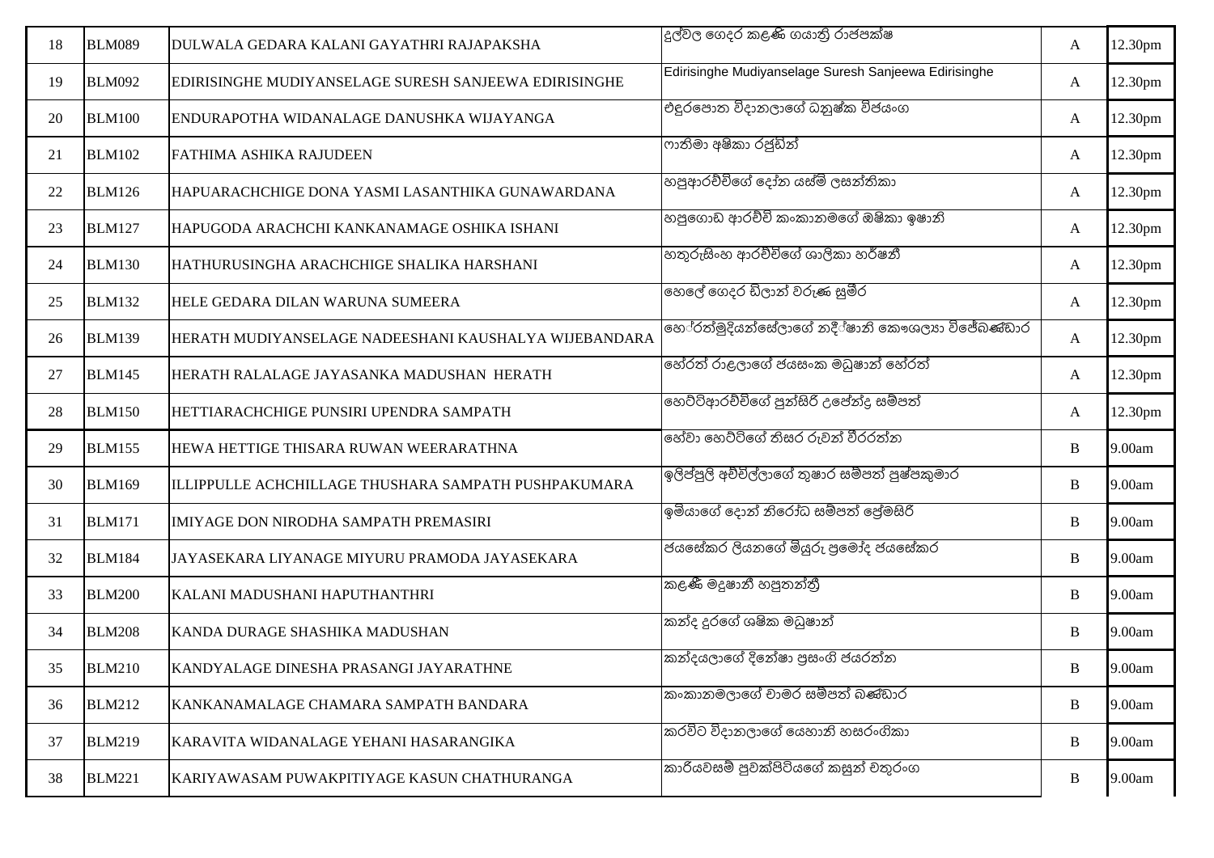| 18 | BLM089 | DULWALA GEDARA KALANI GAYATHRI RAJAPAKSHA | දුල්වල ගෙදර කළණි ගයාත්‍රි රාජපක්ෂ | A | 12.30pm |
|---|---|---|---|---|---|
| 19 | BLM092 | EDIRISINGHE MUDIYANSELAGE SURESH SANJEEWA EDIRISINGHE | Edirisinghe Mudiyanselage Suresh Sanjeewa Edirisinghe | A | 12.30pm |
| 20 | BLM100 | ENDURAPOTHA WIDANALAGE DANUSHKA WIJAYANGA | එඳුරපොත විදානලාගේ ධනුෂ්ක විජයංග | A | 12.30pm |
| 21 | BLM102 | FATHIMA ASHIKA RAJUDEEN | ෆාතිමා අෂිකා රජුඩීන් | A | 12.30pm |
| 22 | BLM126 | HAPUARACHCHIGE DONA YASMI LASANTHIKA GUNAWARDANA | හපුආරච්චිගේ දෝන යස්මි ලසන්තිකා | A | 12.30pm |
| 23 | BLM127 | HAPUGODA ARACHCHI KANKANAMAGE OSHIKA ISHANI | හපුගොඩ ආරච්චි කංකානමගේ ඔෂිකා ඉෂානි | A | 12.30pm |
| 24 | BLM130 | HATHURUSINGHA ARACHCHIGE SHALIKA HARSHANI | හතුරුසිංහ ආරච්චිගේ ශාලිකා හර්ෂනී | A | 12.30pm |
| 25 | BLM132 | HELE GEDARA DILAN WARUNA SUMEERA | හෙලේ ගෙදර ඩිලාන් වරුණ සුමීර | A | 12.30pm |
| 26 | BLM139 | HERATH MUDIYANSELAGE NADEESHANI KAUSHALYA WIJEBANDARA | හේරත්මුදියන්සේලාගේ නදීෂානි කෞශල්‍යා විජේබණ්ඩාර | A | 12.30pm |
| 27 | BLM145 | HERATH RALALAGE JAYASANKA MADUSHAN HERATH | හේරත් රාළලාගේ ජයසංක මධුෂාන් හේරත් | A | 12.30pm |
| 28 | BLM150 | HETTIARACHCHIGE PUNSIRI UPENDRA SAMPATH | හෙට්ටිආරච්චිගේ පුන්සිරි උපේන්ද්‍ර සම්පත් | A | 12.30pm |
| 29 | BLM155 | HEWA HETTIGE THISARA RUWAN WEERARATHNA | හේවා හෙට්ටිගේ තිසර රුවන් වීරරත්න | B | 9.00am |
| 30 | BLM169 | ILLIPPULLE ACHCHILLAGE THUSHARA SAMPATH PUSHPAKUMARA | ඉලිප්පුලි අච්චිල්ලාගේ තුෂාර සම්පත් පුෂ්පකුමාර | B | 9.00am |
| 31 | BLM171 | IMIYAGE DON NIRODHA SAMPATH PREMASIRI | ඉමියාගේ දොන් නිරෝධ සම්පත් ප්‍රේමසිරි | B | 9.00am |
| 32 | BLM184 | JAYASEKARA LIYANAGE MIYURU PRAMODA JAYASEKARA | ජයසේකර ලියනගේ මියුරු ප්‍රමෝද ජයසේකර | B | 9.00am |
| 33 | BLM200 | KALANI MADUSHANI HAPUTHANTHRI | කළණි මදුෂානී හපුතන්ත්‍රී | B | 9.00am |
| 34 | BLM208 | KANDA DURAGE SHASHIKA MADUSHAN | කන්ද දුරගේ ශෂික මධුෂාන් | B | 9.00am |
| 35 | BLM210 | KANDYALAGE DINESHA PRASANGI JAYARATHNE | කන්දයලාගේ දිනේෂා ප්‍රසංගි ජයරත්න | B | 9.00am |
| 36 | BLM212 | KANKANAMALAGE CHAMARA SAMPATH BANDARA | කංකානමලාගේ චාමර සම්පත් බණ්ඩාර | B | 9.00am |
| 37 | BLM219 | KARAVITA WIDANALAGE YEHANI HASARANGIKA | කරවිට විදානලාගේ යෙහානි හසරංගිකා | B | 9.00am |
| 38 | BLM221 | KARIYAWASAM PUWAKPITIYAGE KASUN CHATHURANGA | කාරියවසම් පුවක්පිටියගේ කසුන් චතුරංග | B | 9.00am |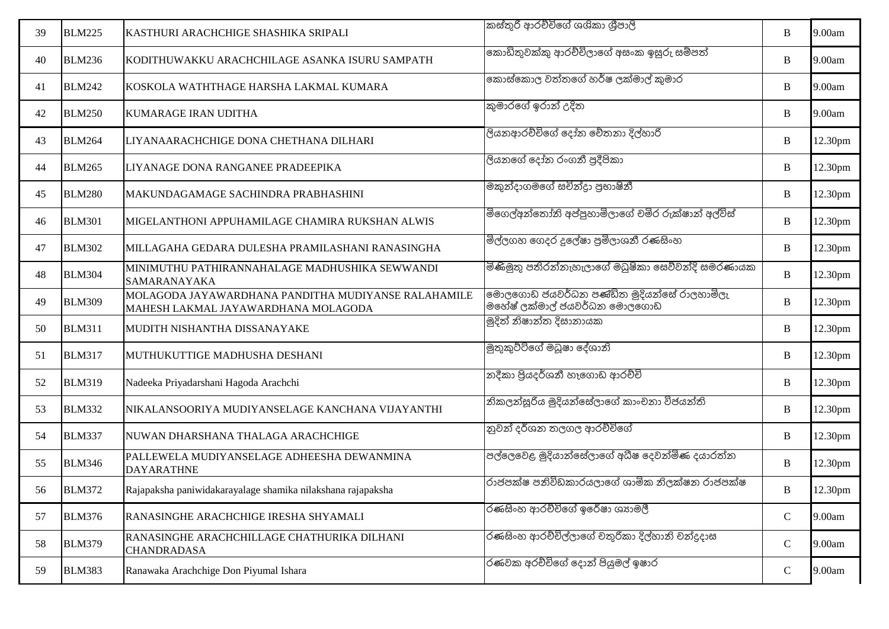| 39 | BLM225 | KASTHURI ARACHCHIGE SHASHIKA SRIPALI | කස්තුරි ආරච්චිගේ ශශිකා ශ්‍රීපාලි | B | 9.00am |
|---|---|---|---|---|---|
| 40 | BLM236 | KODITHUWAKKU ARACHCHILAGE ASANKA ISURU SAMPATH | කොඩිතුවක්කු ආරච්චිලාගේ අසංක ඉසුරු සම්පත් | B | 9.00am |
| 41 | BLM242 | KOSKOLA WATHTHAGE HARSHA LAKMAL KUMARA | කොස්කොල වත්තගේ හර්ෂ ලක්මාල් කුමාර | B | 9.00am |
| 42 | BLM250 | KUMARAGE IRAN UDITHA | කුමාරගේ ඉරාන් උදිත | B | 9.00am |
| 43 | BLM264 | LIYANAARACHCHIGE DONA CHETHANA DILHARI | ලියනආරච්චිගේ දෝන චේතනා දිල්හාරි | B | 12.30pm |
| 44 | BLM265 | LIYANAGE DONA RANGANEE PRADEEPIKA | ලියනගේ දෝන රංගනී ප්‍රදීපිකා | B | 12.30pm |
| 45 | BLM280 | MAKUNDAGAMAGE SACHINDRA PRABHASHINI | මකුන්දාගමගේ සචින්ද්‍රා ප්‍රභාෂිනී | B | 12.30pm |
| 46 | BLM301 | MIGELANTHONI APPUHAMILAGE CHAMIRA RUKSHAN ALWIS | මිගෙල්අන්තෝනි අප්පුහාමිලාගේ චමිර රුක්ෂාන් අල්විස් | B | 12.30pm |
| 47 | BLM302 | MILLAGAHA GEDARA DULESHA PRAMILASHANI RANASINGHA | මිල්ලගහ ගෙදර දුලේෂා ප්‍රමිලාශනී රණසිංහ | B | 12.30pm |
| 48 | BLM304 | MINIMUTHU PATHIRANNAHALAGE MADHUSHIKA SEWWANDI SAMARANAYAKA | මිණිමුතු පතිරන්නැහැලාගේ මධුෂිකා සෙව්වන්දි සමරණායක | B | 12.30pm |
| 49 | BLM309 | MOLAGODA JAYAWARDHANA PANDITHA MUDIYANSE RALAHAMILE MAHESH LAKMAL JAYAWARDHANA MOLAGODA | මොලගොඩ ජයවර්ධන පණ්ඩිත මුදියන්සේ රාලහාමිලැ මහේෂ් ලක්මාල් ජයවර්ධන මොලගොඩ | B | 12.30pm |
| 50 | BLM311 | MUDITH NISHANTHA DISSANAYAKE | මුදිත් නිෂාන්ත දිසානායක | B | 12.30pm |
| 51 | BLM317 | MUTHUKUTTIGE MADHUSHA DESHANI | මුතුකුට්ටිගේ මධුෂා දේශානි | B | 12.30pm |
| 52 | BLM319 | Nadeeka Priyadarshani Hagoda Arachchi | නදීකා ප්‍රියදර්ශනී හෑගොඩ ආරච්චි | B | 12.30pm |
| 53 | BLM332 | NIKALANSOORIYA MUDIYANSELAGE KANCHANA VIJAYANTHI | නිකලන්සූරිය මුදියන්සේලාගේ කාංචනා විජයන්ති | B | 12.30pm |
| 54 | BLM337 | NUWAN DHARSHANA THALAGA ARACHCHIGE | නුවන් දර්ශන තලගල ආරච්චිගේ | B | 12.30pm |
| 55 | BLM346 | PALLEWELA MUDIYANSELAGE ADHEESHA DEWANMINA DAYARATHNE | පල්ලෙවෙළ මුදියාන්සේලාගේ අධීෂ දෙවන්මිණ දයාරත්න | B | 12.30pm |
| 56 | BLM372 | Rajapaksha paniwidakarayalage shamika nilakshana rajapaksha | රාජපක්ෂ පනිවිඩකාරයලාගේ ශාමික නිලක්ෂන රාජපක්ෂ | B | 12.30pm |
| 57 | BLM376 | RANASINGHE ARACHCHIGE IRESHA SHYAMALI | රණසිංහ ආරච්චිගේ ඉරේෂා ශ්‍යාමලී | C | 9.00am |
| 58 | BLM379 | RANASINGHE ARACHCHILLAGE CHATHURIKA DILHANI CHANDRADASA | රණසිංහ ආරච්චිල්ලාගේ චතුරිකා දිල්හානි චන්ද්‍රදාස | C | 9.00am |
| 59 | BLM383 | Ranawaka Arachchige Don Piyumal Ishara | රණවක අරච්චිගේ දොන් පියුමල් ඉෂාර | C | 9.00am |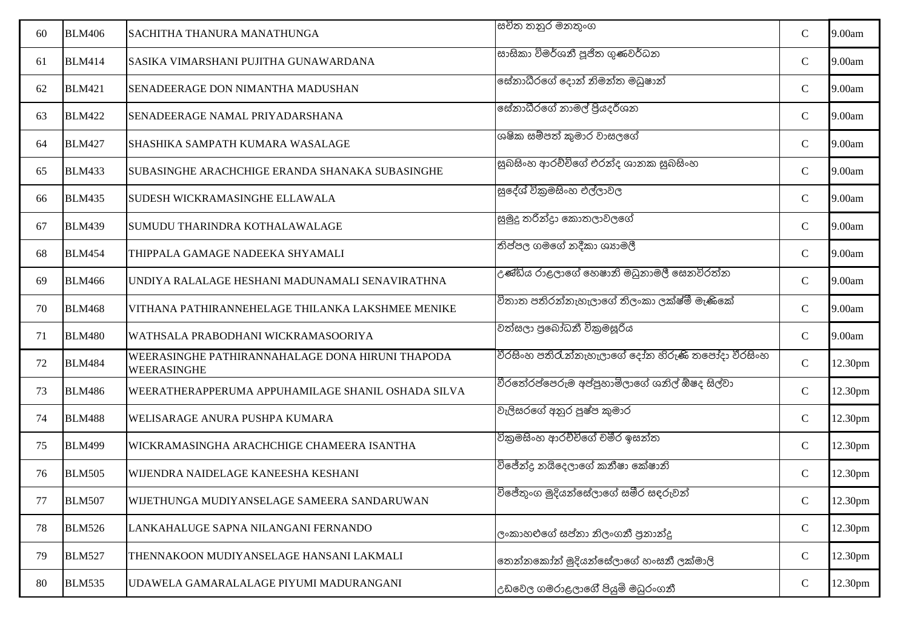| 60 | BLM406 | SACHITHA THANURA MANATHUNGA | සචිත තනුර මනතුංග | C | 9.00am |
|---|---|---|---|---|---|
| 61 | BLM414 | SASIKA VIMARSHANI PUJITHA GUNAWARDANA | සාසිකා විමර්ශනී පූජිත ගුණවර්ධන | C | 9.00am |
| 62 | BLM421 | SENADEERAGE DON NIMANTHA MADUSHAN | සේනාධීරගේ දොන් නිමන්ත මධුෂාන් | C | 9.00am |
| 63 | BLM422 | SENADEERAGE NAMAL PRIYADARSHANA | සේනාධීරගේ නාමල් ප්‍රියදර්ශන | C | 9.00am |
| 64 | BLM427 | SHASHIKA SAMPATH KUMARA WASALAGE | ශෂික සම්පත් කුමාර වාසලගේ | C | 9.00am |
| 65 | BLM433 | SUBASINGHE ARACHCHIGE ERANDA SHANAKA SUBASINGHE | සුබසිංහ ආරච්චිගේ එරන්ද ශානක සුබසිංහ | C | 9.00am |
| 66 | BLM435 | SUDESH WICKRAMASINGHE ELLAWALA | සුදේශ් වික්‍රමසිංහ එල්ලාවල | C | 9.00am |
| 67 | BLM439 | SUMUDU THARINDRA KOTHALAWALAGE | සුමුදු තරින්ද්‍රා කොතලාවලගේ | C | 9.00am |
| 68 | BLM454 | THIPPALA GAMAGE NADEEKA SHYAMALI | තිප්පල ගමගේ නදීකා ශ්‍යාමලී | C | 9.00am |
| 69 | BLM466 | UNDIYA RALALAGE HESHANI MADUNAMALI SENAVIRATHNA | උණ්ඩිය රාළලාගේ හෙෂානි මධුනාමලී සෙනවිරත්න | C | 9.00am |
| 70 | BLM468 | VITHANA PATHIRANNEHELAGE THILANKA LAKSHMEE MENIKE | විතාන පතිරන්නැහැලාගේ තිලංකා ලක්ෂ්මී මැණිකේ | C | 9.00am |
| 71 | BLM480 | WATHSALA PRABODHANI WICKRAMASOORIYA | වත්සලා ප්‍රබෝධනී වික්‍රමසූරිය | C | 9.00am |
| 72 | BLM484 | WEERASINGHE PATHIRANNAHALAGE DONA HIRUNI THAPODA WEERASINGHE | වීරසිංහ පතිරැන්නැහැලාගේ දෝන හිරුණි තපෝදා වීරසිංහ | C | 12.30pm |
| 73 | BLM486 | WEERATHERAPPERUMA APPUHAMILAGE SHANIL OSHADA SILVA | වීරතේරප්පෙරුම අප්පුහාමිලාගේ ශනිල් ඕෂද සිල්වා | C | 12.30pm |
| 74 | BLM488 | WELISARAGE ANURA PUSHPA KUMARA | වැලිසරගේ අනුර පුෂ්ප කුමාර | C | 12.30pm |
| 75 | BLM499 | WICKRAMASINGHA ARACHCHIGE CHAMEERA ISANTHA | වික්‍රමසිංහ ආරච්චිගේ චමීර ඉසන්ත | C | 12.30pm |
| 76 | BLM505 | WIJENDRA NAIDELAGE KANEESHA KESHANI | විජේන්ද්‍ර නයිදෙලාගේ කනීෂා කේෂානි | C | 12.30pm |
| 77 | BLM507 | WIJETHUNGA MUDIYANSELAGE SAMEERA SANDARUWAN | විජේතුංග මුදියන්සේලාගේ සමීර සඳරුවන් | C | 12.30pm |
| 78 | BLM526 | LANKAHALUGE SAPNA NILANGANI FERNANDO | ලංකාහළුගේ සප්නා නිලංගනී ප්‍රනාන්දු | C | 12.30pm |
| 79 | BLM527 | THENNAKOON MUDIYANSELAGE HANSANI LAKMALI | තෙන්නකෝන් මුදියන්සේලාගේ හංසනී ලක්මාලි | C | 12.30pm |
| 80 | BLM535 | UDAWELA GAMARALALAGE PIYUMI MADURANGANI | උඩවෙල ගමරාළලාගේ පියුමි මධුරංගනී | C | 12.30pm |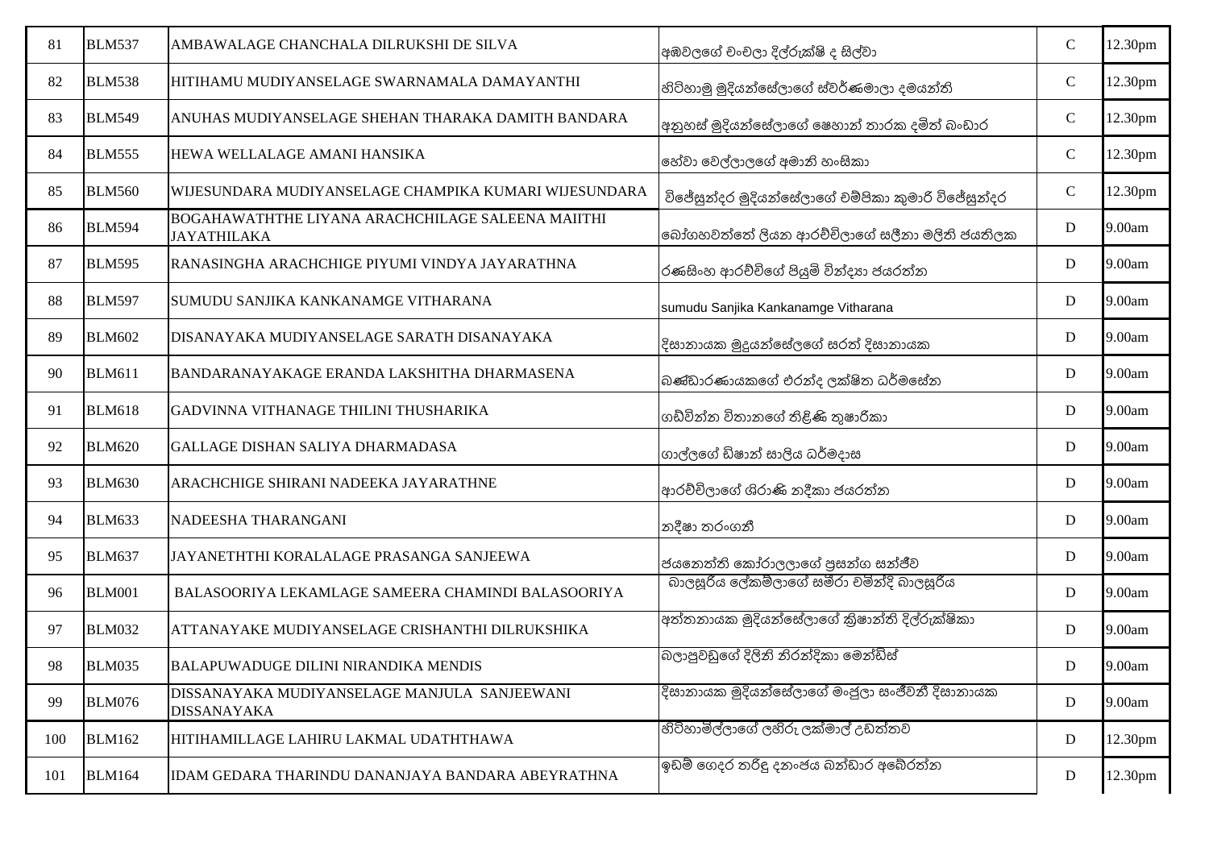| 81 | BLM537 | AMBAWALAGE CHANCHALA DILRUKSHI DE SILVA | අඹවලගේ චංචලා දිල්රුක්ෂි ද සිල්වා | C | 12.30pm |
|---|---|---|---|---|---|
| 82 | BLM538 | HITIHAMU MUDIYANSELAGE SWARNAMALA DAMAYANTHI | හිටිහාමු මුදියන්සේලාගේ ස්වර්ණමාලා දමයන්ති | C | 12.30pm |
| 83 | BLM549 | ANUHAS MUDIYANSELAGE SHEHAN THARAKA DAMITH BANDARA | අනුහස් මුදියන්සේලාගේ ෂෙහාන් තාරක දමිත් බංඩාර | C | 12.30pm |
| 84 | BLM555 | HEWA WELLALAGE AMANI HANSIKA | හේවා වෙල්ලාලගේ අමානි හංසිකා | C | 12.30pm |
| 85 | BLM560 | WIJESUNDARA MUDIYANSELAGE CHAMPIKA KUMARI WIJESUNDARA | විජේසුන්දර මුදියන්සේලාගේ චම්පිකා කුමාරි විජේසුන්දර | C | 12.30pm |
| 86 | BLM594 | BOGAHAWATHTHE LIYANA ARACHCHILAGE SALEENA MAIITHI JAYATHILAKA | බෝගහවත්තේ ලියන ආරච්චිලාගේ සලීනා මලිති ජයතිලක | D | 9.00am |
| 87 | BLM595 | RANASINGHA ARACHCHIGE PIYUMI VINDYA JAYARATHNA | රණසිංහ ආරච්චිගේ පියුමි වින්දයා ජයරත්න | D | 9.00am |
| 88 | BLM597 | SUMUDU SANJIKA KANKANAMGE VITHARANA | sumudu Sanjika Kankanamge Vitharana | D | 9.00am |
| 89 | BLM602 | DISANAYAKA MUDIYANSELAGE SARATH DISANAYAKA | දිසානායක මුදුයන්සේලගේ සරත් දිසානායක | D | 9.00am |
| 90 | BLM611 | BANDARANAYAKAGE ERANDA LAKSHITHA DHARMASENA | බණ්ඩාරණායකගේ එරන්ද ලක්ෂිත ධර්මසේන | D | 9.00am |
| 91 | BLM618 | GADVINNA VITHANAGE THILINI THUSHARIKA | ගඩ්වින්න විතානගේ තිළිණි තුෂාරිකා | D | 9.00am |
| 92 | BLM620 | GALLAGE DISHAN SALIYA DHARMADASA | ගාල්ලගේ ඩිෂාන් සාලිය ධර්මදාස | D | 9.00am |
| 93 | BLM630 | ARACHCHIGE SHIRANI NADEEKA JAYARATHNE | ආරච්චිලාගේ ශිරාණි නදීකා ජයරත්න | D | 9.00am |
| 94 | BLM633 | NADEESHA THARANGANI | නදීෂා තරංගනී | D | 9.00am |
| 95 | BLM637 | JAYANETHTHI KORALALAGE PRASANGA SANJEEWA | ජයනෙත්ති කෝරාලලාගේ ප්‍රසන්ග සන්ජීව | D | 9.00am |
| 96 | BLM001 | BALASOORIYA LEKAMLAGE SAMEERA CHAMINDI BALASOORIYA | බාලසූරිය ලේකම්ලාගේ සමීරා චමින්දි බාලසූරිය | D | 9.00am |
| 97 | BLM032 | ATTANAYAKE MUDIYANSELAGE CRISHANTHI DILRUKSHIKA | අත්තනායක මුදියන්සේලාගේ ක්‍රිෂාන්ති දිල්රුක්ෂිකා | D | 9.00am |
| 98 | BLM035 | BALAPUWADUGE DILINI NIRANDIKA MENDIS | බලාපුවඩුගේ දිලිනි නිරන්දිකා මෙන්ඩිස් | D | 9.00am |
| 99 | BLM076 | DISSANAYAKA MUDIYANSELAGE MANJULA SANJEEWANI DISSANAYAKA | දිසානායක මුදියන්සේලාගේ මංජුලා සංජීවනී දිසානායක | D | 9.00am |
| 100 | BLM162 | HITIHAMILLAGE LAHIRU LAKMAL UDATHTHAWA | හිටිහාමිල්ලාගේ ලහිරු ලක්මාල් උඩත්තව | D | 12.30pm |
| 101 | BLM164 | IDAM GEDARA THARINDU DANANJAYA BANDARA ABEYRATHNA | ඉඩම් ගෙදර තරිඳු දනංජය බන්ඩාර අබේරත්න | D | 12.30pm |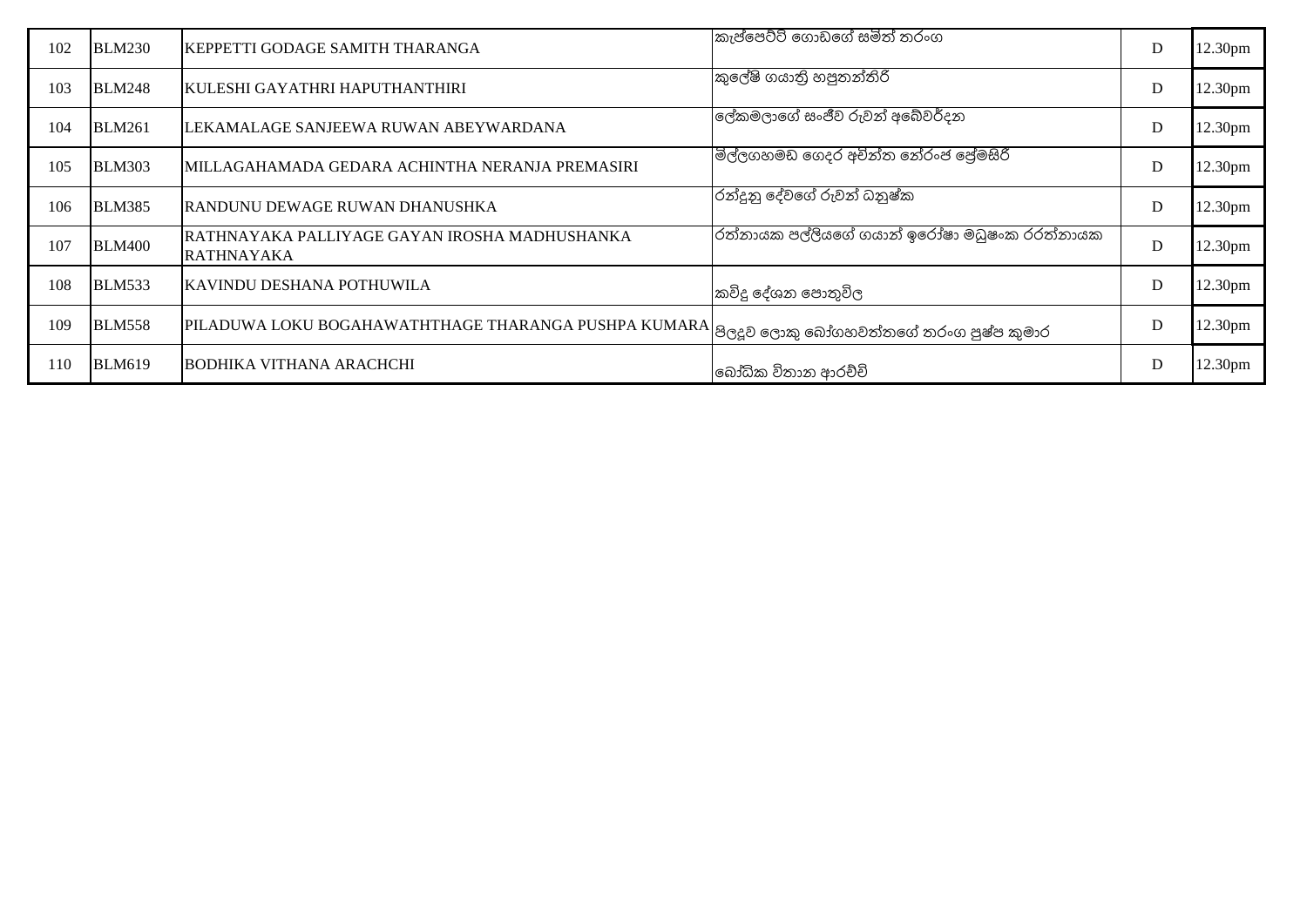| | | | | | |
|---|---|---|---|---|---|
| 102 | BLM230 | KEPPETTI GODAGE SAMITH THARANGA | කැප්පෙට්ටි ගොඩගේ සමිත් තරංග | D | 12.30pm |
| 103 | BLM248 | KULESHI GAYATHRI HAPUTHANTHIRI | කුලේෂි ගයාත්‍රි හපුතන්තිරි | D | 12.30pm |
| 104 | BLM261 | LEKAMALAGE SANJEEWA RUWAN ABEYWARDANA | ලේකමලාගේ සංජීව රුවන් අබේවර්දන | D | 12.30pm |
| 105 | BLM303 | MILLAGAHAMADA GEDARA ACHINTHA NERANJA PREMASIRI | මිල්ලගහමඩ ගෙදර අචින්ත නේරංජ ප්‍රේමසිරි | D | 12.30pm |
| 106 | BLM385 | RANDUNU DEWAGE RUWAN DHANUSHKA | රන්දුනු දේවගේ රුවන් ධනුෂ්ක | D | 12.30pm |
| 107 | BLM400 | RATHNAYAKA PALLIYAGE GAYAN IROSHA MADHUSHANKA RATHNAYAKA | රත්නායක පල්ලියගේ ගයාන් ඉරෝෂා මධුෂංක ර‍රත්නායක | D | 12.30pm |
| 108 | BLM533 | KAVINDU DESHANA POTHUWILA | කවිදු දේශන පොතුවිල | D | 12.30pm |
| 109 | BLM558 | PILADUWA LOKU BOGAHAWATHTHAGE THARANGA PUSHPA KUMARA | පිලදූව ලොකු බෝගහවත්තගේ තරංග පුෂ්ප කුමාර | D | 12.30pm |
| 110 | BLM619 | BODHIKA VITHANA ARACHCHI | බෝධික විතාන ආරච්චි | D | 12.30pm |